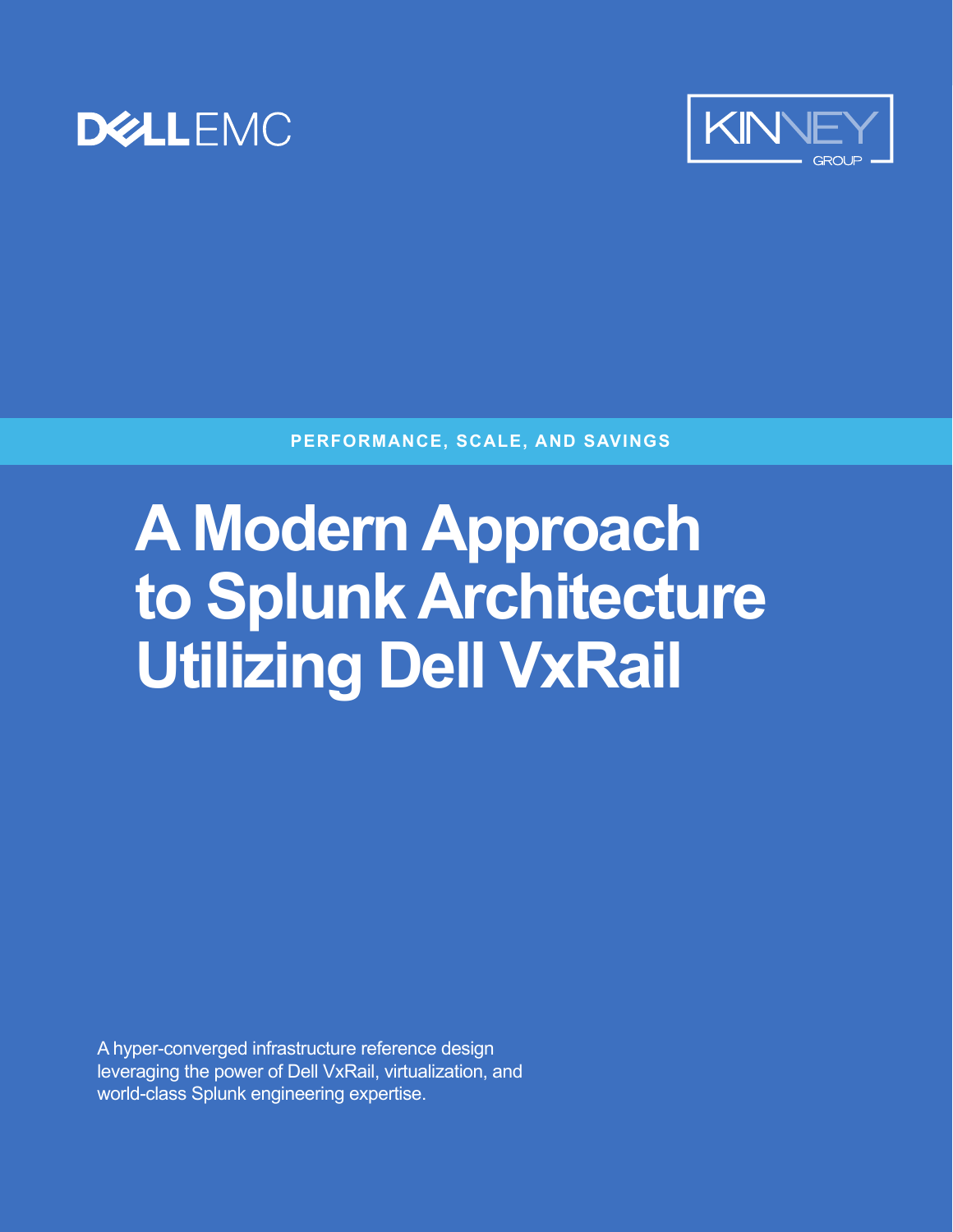DELL EMC

KINNEY GROUP

**PERFORMANCE, SCALE, AND SAVINGS**

# A Modern Approach to Splunk Architecture Utilizing Dell VxRail

A hyper-converged infrastructure reference design leveraging the power of Dell VxRail, virtualization, and world-class Splunk engineering expertise.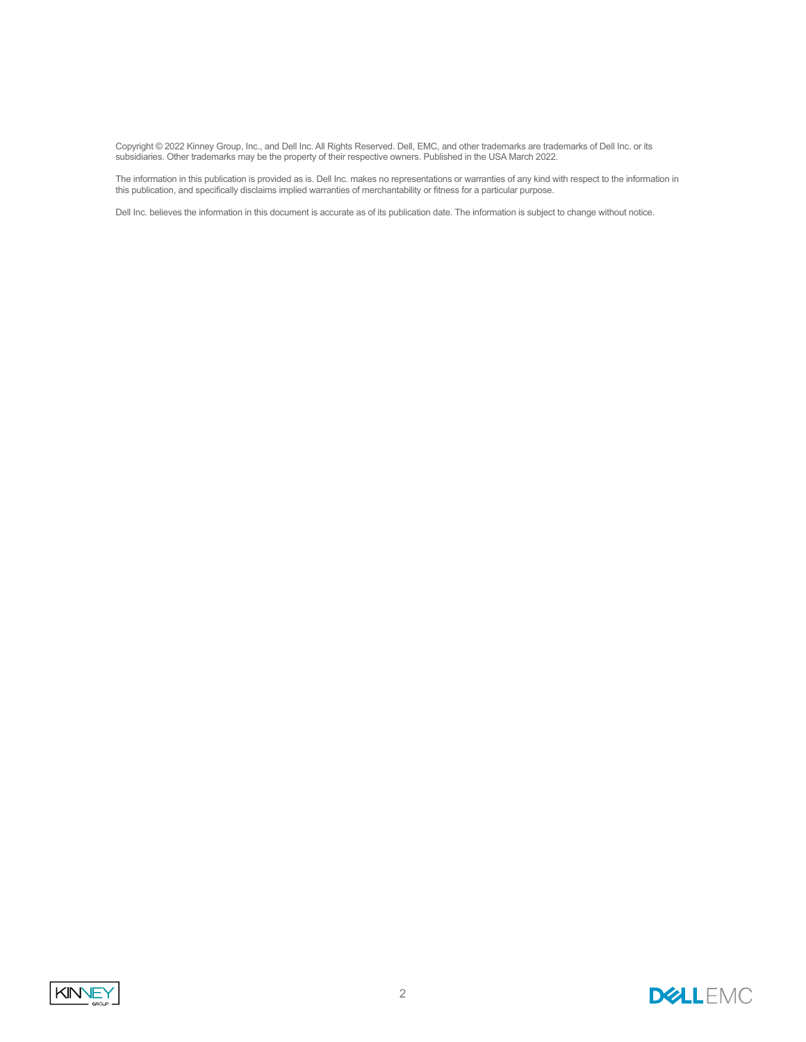Copyright © 2022 Kinney Group, Inc., and Dell Inc. All Rights Reserved. Dell, EMC, and other trademarks are trademarks of Dell Inc. or its subsidiaries. Other trademarks may be the property of their respective owners. Published in the USA March 2022.

The information in this publication is provided as is. Dell Inc. makes no representations or warranties of any kind with respect to the information in this publication, and specifically disclaims implied warranties of merchantability or fitness for a particular purpose.

Dell Inc. believes the information in this document is accurate as of its publication date. The information is subject to change without notice.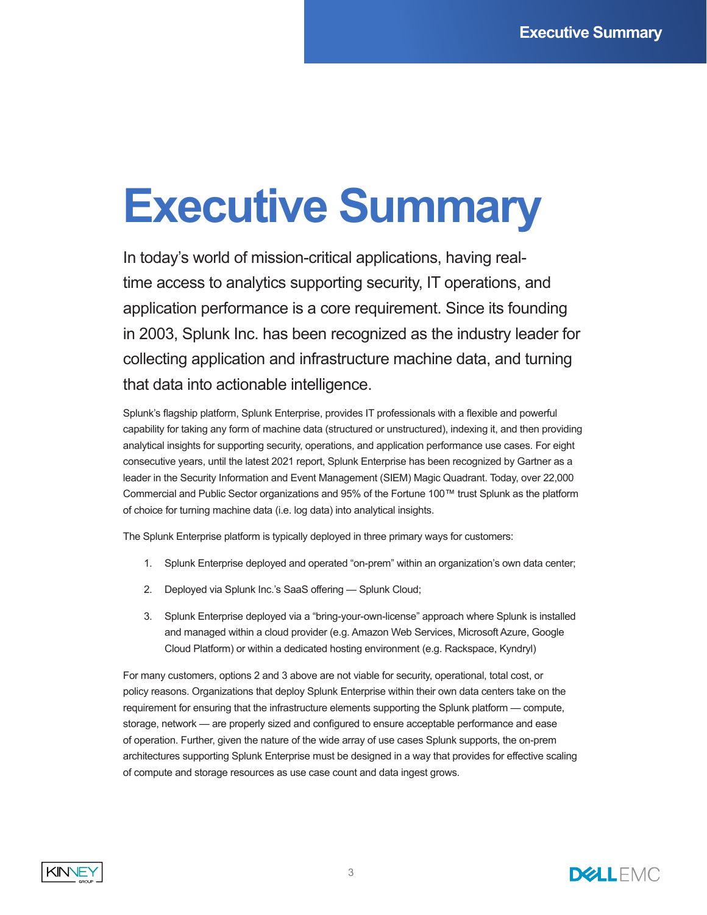# Executive Summary

In today's world of mission-critical applications, having real-time access to analytics supporting security, IT operations, and application performance is a core requirement. Since its founding in 2003, Splunk Inc. has been recognized as the industry leader for collecting application and infrastructure machine data, and turning that data into actionable intelligence.

Splunk's flagship platform, Splunk Enterprise, provides IT professionals with a flexible and powerful capability for taking any form of machine data (structured or unstructured), indexing it, and then providing analytical insights for supporting security, operations, and application performance use cases. For eight consecutive years, until the latest 2021 report, Splunk Enterprise has been recognized by Gartner as a leader in the Security Information and Event Management (SIEM) Magic Quadrant. Today, over 22,000 Commercial and Public Sector organizations and 95% of the Fortune 100™ trust Splunk as the platform of choice for turning machine data (i.e. log data) into analytical insights.

The Splunk Enterprise platform is typically deployed in three primary ways for customers:

1. Splunk Enterprise deployed and operated "on-prem" within an organization's own data center;
2. Deployed via Splunk Inc.'s SaaS offering — Splunk Cloud;
3. Splunk Enterprise deployed via a "bring-your-own-license" approach where Splunk is installed and managed within a cloud provider (e.g. Amazon Web Services, Microsoft Azure, Google Cloud Platform) or within a dedicated hosting environment (e.g. Rackspace, Kyndryl)

For many customers, options 2 and 3 above are not viable for security, operational, total cost, or policy reasons. Organizations that deploy Splunk Enterprise within their own data centers take on the requirement for ensuring that the infrastructure elements supporting the Splunk platform — compute, storage, network — are properly sized and configured to ensure acceptable performance and ease of operation. Further, given the nature of the wide array of use cases Splunk supports, the on-prem architectures supporting Splunk Enterprise must be designed in a way that provides for effective scaling of compute and storage resources as use case count and data ingest grows.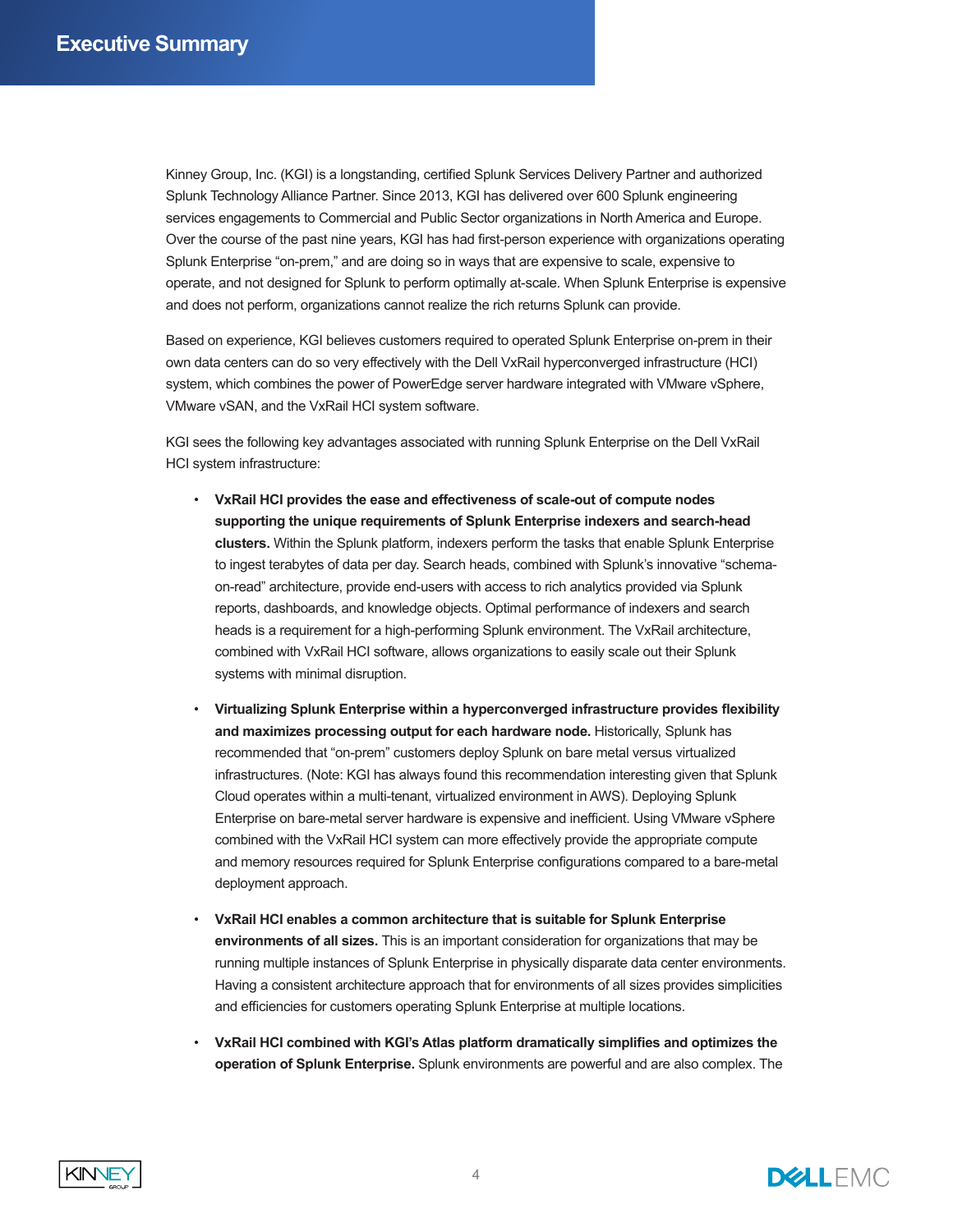# Executive Summary

Kinney Group, Inc. (KGI) is a longstanding, certified Splunk Services Delivery Partner and authorized Splunk Technology Alliance Partner. Since 2013, KGI has delivered over 600 Splunk engineering services engagements to Commercial and Public Sector organizations in North America and Europe. Over the course of the past nine years, KGI has had first-person experience with organizations operating Splunk Enterprise "on-prem," and are doing so in ways that are expensive to scale, expensive to operate, and not designed for Splunk to perform optimally at-scale. When Splunk Enterprise is expensive and does not perform, organizations cannot realize the rich returns Splunk can provide.

Based on experience, KGI believes customers required to operated Splunk Enterprise on-prem in their own data centers can do so very effectively with the Dell VxRail hyperconverged infrastructure (HCI) system, which combines the power of PowerEdge server hardware integrated with VMware vSphere, VMware vSAN, and the VxRail HCI system software.

KGI sees the following key advantages associated with running Splunk Enterprise on the Dell VxRail HCI system infrastructure:

- **VxRail HCI provides the ease and effectiveness of scale-out of compute nodes supporting the unique requirements of Splunk Enterprise indexers and search-head clusters.** Within the Splunk platform, indexers perform the tasks that enable Splunk Enterprise to ingest terabytes of data per day. Search heads, combined with Splunk's innovative "schema-on-read" architecture, provide end-users with access to rich analytics provided via Splunk reports, dashboards, and knowledge objects. Optimal performance of indexers and search heads is a requirement for a high-performing Splunk environment. The VxRail architecture, combined with VxRail HCI software, allows organizations to easily scale out their Splunk systems with minimal disruption.

- **Virtualizing Splunk Enterprise within a hyperconverged infrastructure provides flexibility and maximizes processing output for each hardware node.** Historically, Splunk has recommended that "on-prem" customers deploy Splunk on bare metal versus virtualized infrastructures. (Note: KGI has always found this recommendation interesting given that Splunk Cloud operates within a multi-tenant, virtualized environment in AWS). Deploying Splunk Enterprise on bare-metal server hardware is expensive and inefficient. Using VMware vSphere combined with the VxRail HCI system can more effectively provide the appropriate compute and memory resources required for Splunk Enterprise configurations compared to a bare-metal deployment approach.

- **VxRail HCI enables a common architecture that is suitable for Splunk Enterprise environments of all sizes.** This is an important consideration for organizations that may be running multiple instances of Splunk Enterprise in physically disparate data center environments. Having a consistent architecture approach that for environments of all sizes provides simplicities and efficiencies for customers operating Splunk Enterprise at multiple locations.

- **VxRail HCI combined with KGI's Atlas platform dramatically simplifies and optimizes the operation of Splunk Enterprise.** Splunk environments are powerful and are also complex. The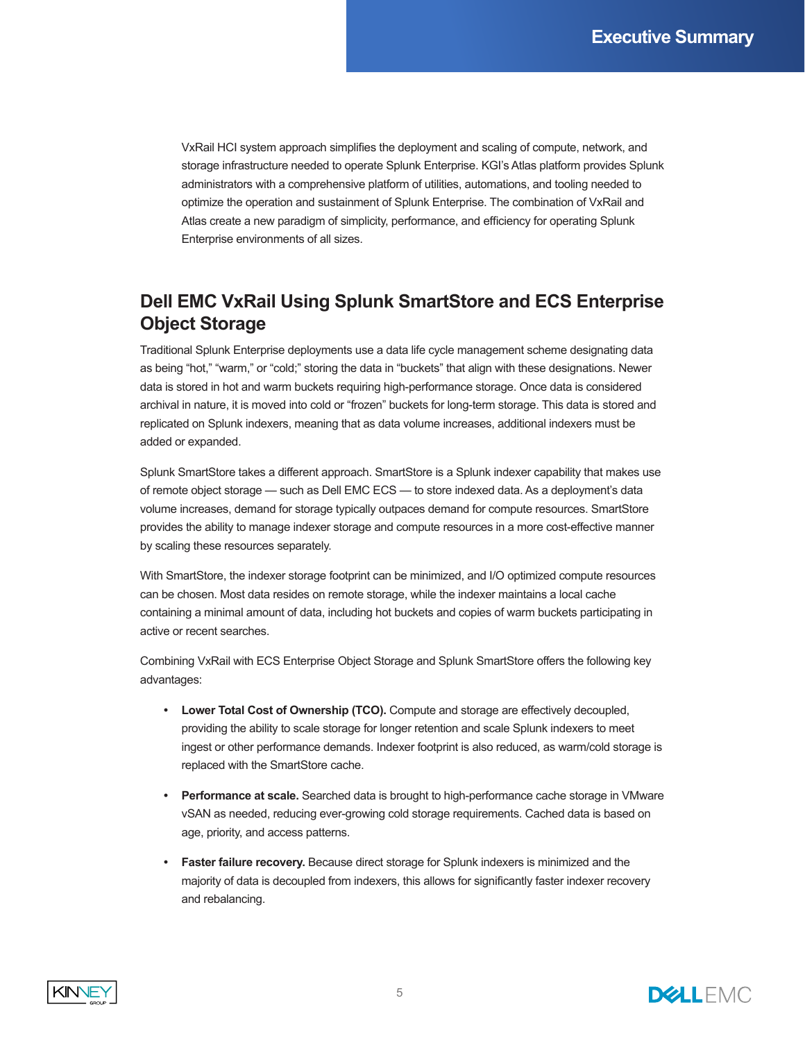VxRail HCI system approach simplifies the deployment and scaling of compute, network, and storage infrastructure needed to operate Splunk Enterprise. KGI's Atlas platform provides Splunk administrators with a comprehensive platform of utilities, automations, and tooling needed to optimize the operation and sustainment of Splunk Enterprise. The combination of VxRail and Atlas create a new paradigm of simplicity, performance, and efficiency for operating Splunk Enterprise environments of all sizes.

## Dell EMC VxRail Using Splunk SmartStore and ECS Enterprise Object Storage

Traditional Splunk Enterprise deployments use a data life cycle management scheme designating data as being "hot," "warm," or "cold;" storing the data in "buckets" that align with these designations. Newer data is stored in hot and warm buckets requiring high-performance storage. Once data is considered archival in nature, it is moved into cold or "frozen" buckets for long-term storage. This data is stored and replicated on Splunk indexers, meaning that as data volume increases, additional indexers must be added or expanded.

Splunk SmartStore takes a different approach. SmartStore is a Splunk indexer capability that makes use of remote object storage — such as Dell EMC ECS — to store indexed data. As a deployment's data volume increases, demand for storage typically outpaces demand for compute resources. SmartStore provides the ability to manage indexer storage and compute resources in a more cost-effective manner by scaling these resources separately.

With SmartStore, the indexer storage footprint can be minimized, and I/O optimized compute resources can be chosen. Most data resides on remote storage, while the indexer maintains a local cache containing a minimal amount of data, including hot buckets and copies of warm buckets participating in active or recent searches.

Combining VxRail with ECS Enterprise Object Storage and Splunk SmartStore offers the following key advantages:

- **Lower Total Cost of Ownership (TCO).** Compute and storage are effectively decoupled, providing the ability to scale storage for longer retention and scale Splunk indexers to meet ingest or other performance demands. Indexer footprint is also reduced, as warm/cold storage is replaced with the SmartStore cache.
- **Performance at scale.** Searched data is brought to high-performance cache storage in VMware vSAN as needed, reducing ever-growing cold storage requirements. Cached data is based on age, priority, and access patterns.
- **Faster failure recovery.** Because direct storage for Splunk indexers is minimized and the majority of data is decoupled from indexers, this allows for significantly faster indexer recovery and rebalancing.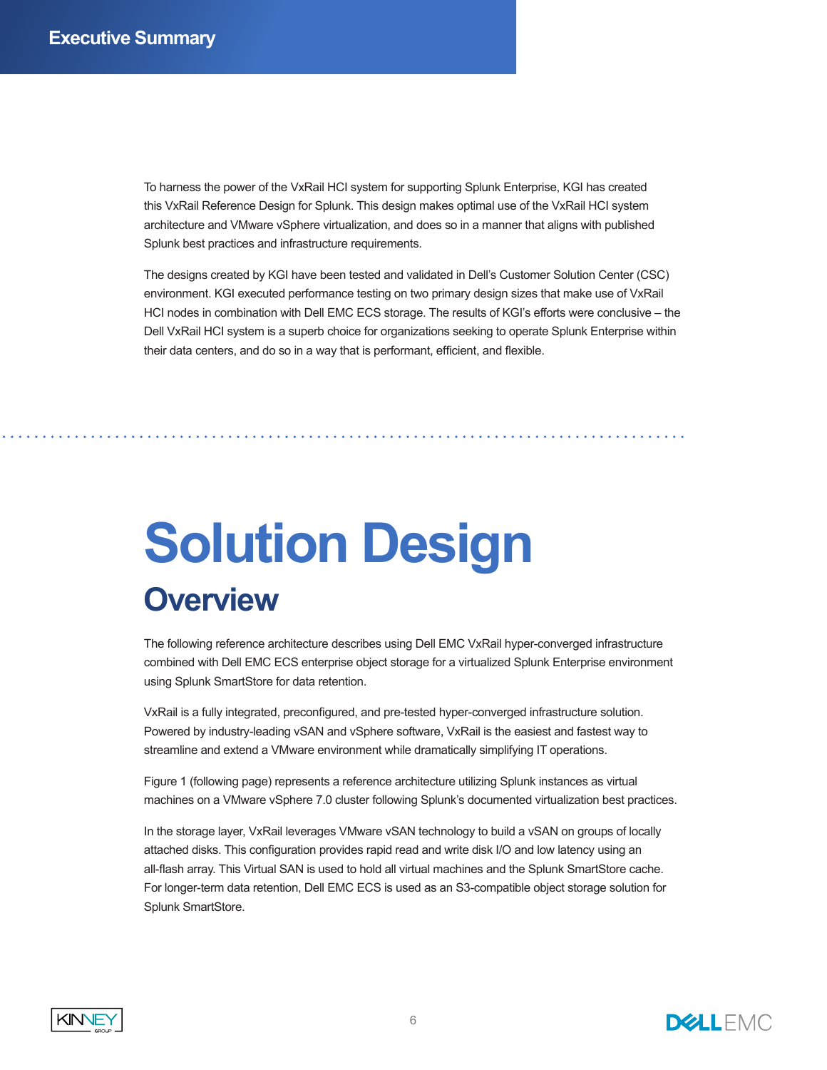# Executive Summary

To harness the power of the VxRail HCI system for supporting Splunk Enterprise, KGI has created this VxRail Reference Design for Splunk. This design makes optimal use of the VxRail HCI system architecture and VMware vSphere virtualization, and does so in a manner that aligns with published Splunk best practices and infrastructure requirements.

The designs created by KGI have been tested and validated in Dell's Customer Solution Center (CSC) environment. KGI executed performance testing on two primary design sizes that make use of VxRail HCI nodes in combination with Dell EMC ECS storage. The results of KGI's efforts were conclusive – the Dell VxRail HCI system is a superb choice for organizations seeking to operate Splunk Enterprise within their data centers, and do so in a way that is performant, efficient, and flexible.

# Solution Design

## Overview

The following reference architecture describes using Dell EMC VxRail hyper-converged infrastructure combined with Dell EMC ECS enterprise object storage for a virtualized Splunk Enterprise environment using Splunk SmartStore for data retention.

VxRail is a fully integrated, preconfigured, and pre-tested hyper-converged infrastructure solution. Powered by industry-leading vSAN and vSphere software, VxRail is the easiest and fastest way to streamline and extend a VMware environment while dramatically simplifying IT operations.

Figure 1 (following page) represents a reference architecture utilizing Splunk instances as virtual machines on a VMware vSphere 7.0 cluster following Splunk's documented virtualization best practices.

In the storage layer, VxRail leverages VMware vSAN technology to build a vSAN on groups of locally attached disks. This configuration provides rapid read and write disk I/O and low latency using an all-flash array. This Virtual SAN is used to hold all virtual machines and the Splunk SmartStore cache. For longer-term data retention, Dell EMC ECS is used as an S3-compatible object storage solution for Splunk SmartStore.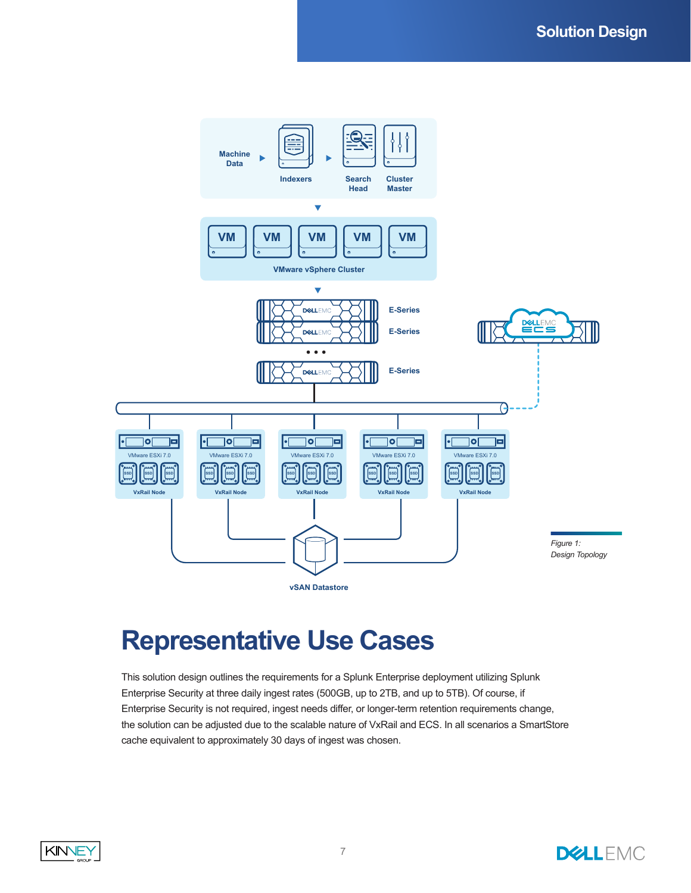Figure 1:
Design Topology

# Representative Use Cases

This solution design outlines the requirements for a Splunk Enterprise deployment utilizing Splunk Enterprise Security at three daily ingest rates (500GB, up to 2TB, and up to 5TB). Of course, if Enterprise Security is not required, ingest needs differ, or longer-term retention requirements change, the solution can be adjusted due to the scalable nature of VxRail and ECS. In all scenarios a SmartStore cache equivalent to approximately 30 days of ingest was chosen.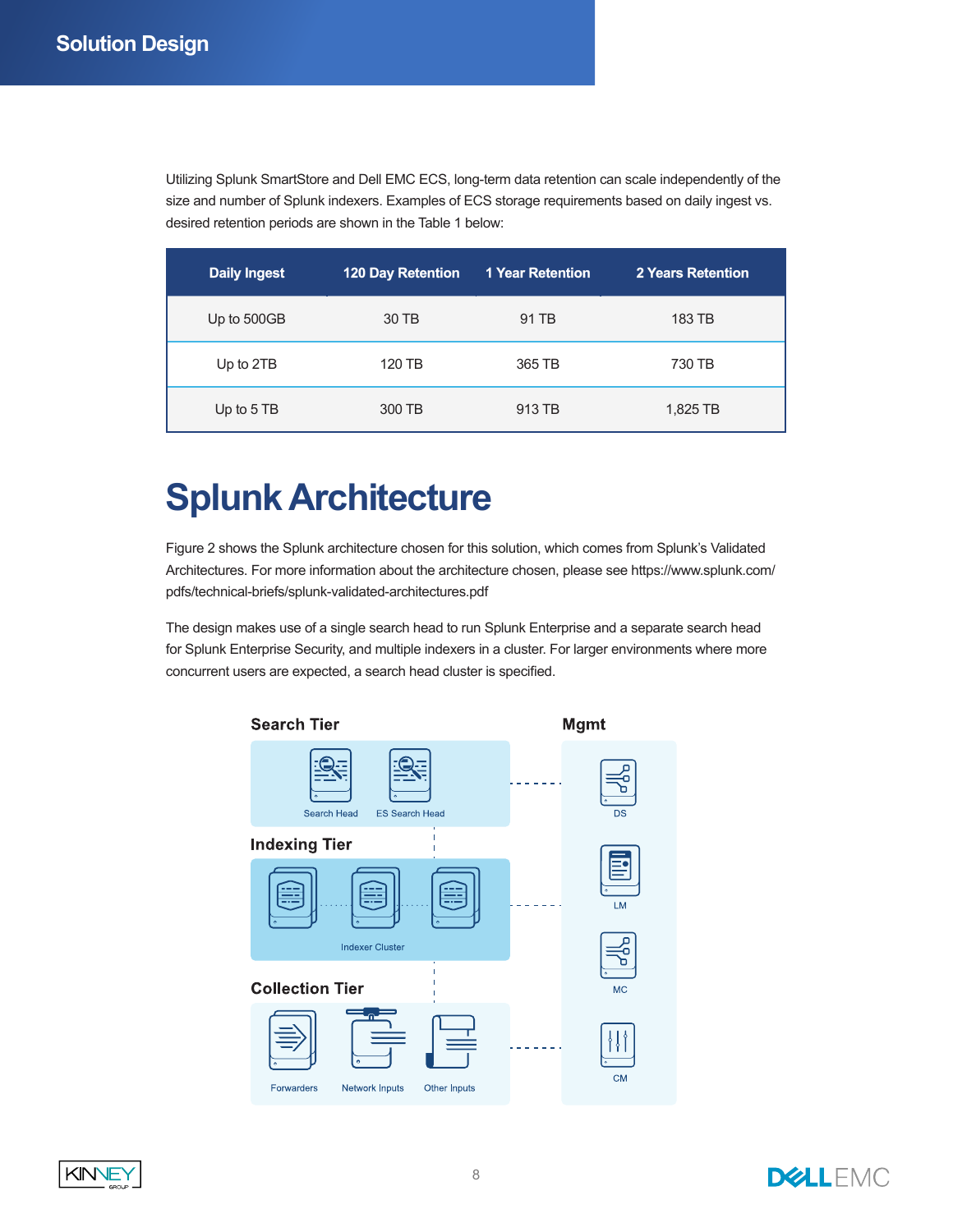Utilizing Splunk SmartStore and Dell EMC ECS, long-term data retention can scale independently of the size and number of Splunk indexers. Examples of ECS storage requirements based on daily ingest vs. desired retention periods are shown in the Table 1 below:

| Daily Ingest | 120 Day Retention | 1 Year Retention | 2 Years Retention |
| --- | --- | --- | --- |
| Up to 500GB | 30 TB | 91 TB | 183 TB |
| Up to 2TB | 120 TB | 365 TB | 730 TB |
| Up to 5 TB | 300 TB | 913 TB | 1,825 TB |

# Splunk Architecture

Figure 2 shows the Splunk architecture chosen for this solution, which comes from Splunk's Validated Architectures. For more information about the architecture chosen, please see https://www.splunk.com/pdfs/technical-briefs/splunk-validated-architectures.pdf

The design makes use of a single search head to run Splunk Enterprise and a separate search head for Splunk Enterprise Security, and multiple indexers in a cluster. For larger environments where more concurrent users are expected, a search head cluster is specified.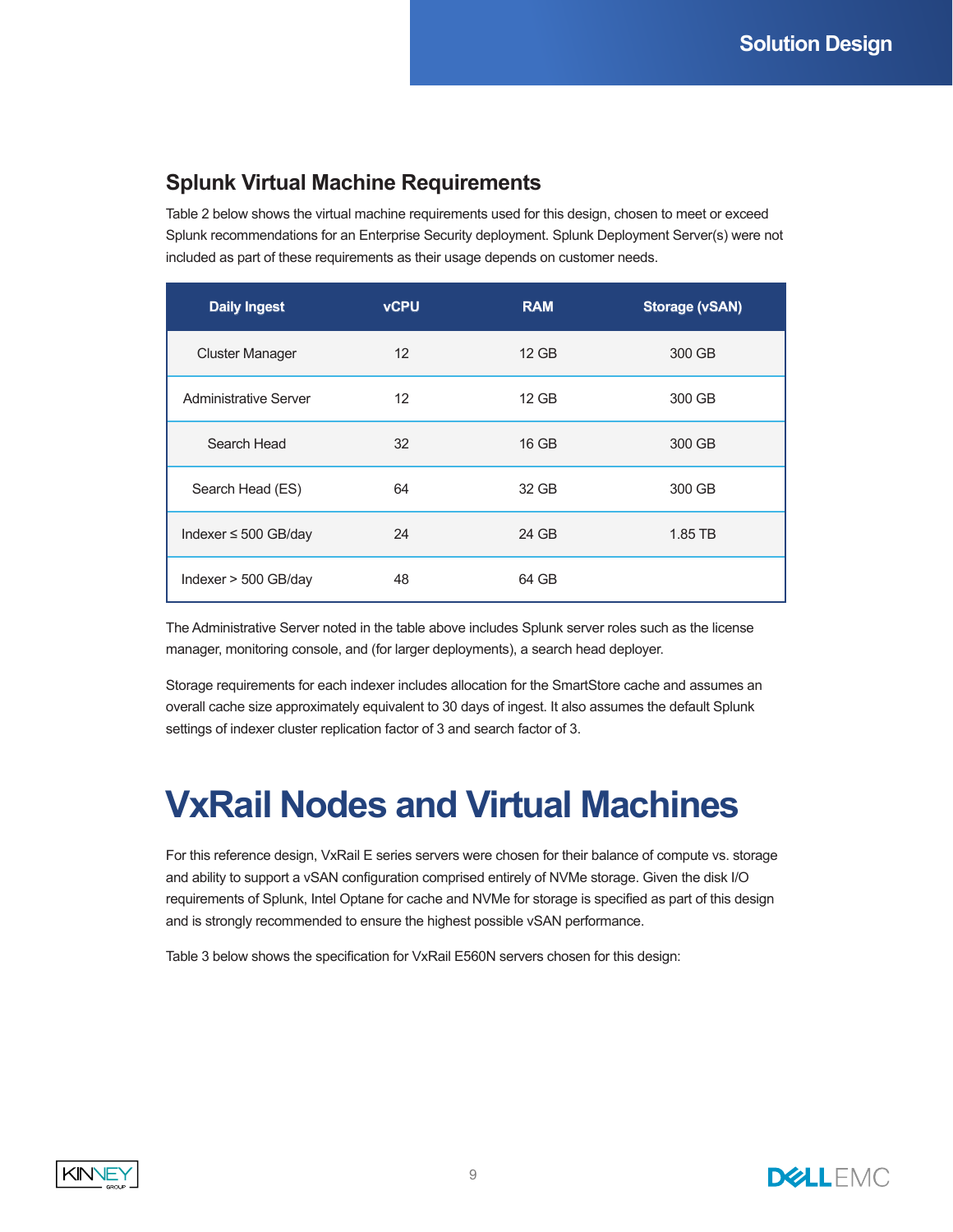## Splunk Virtual Machine Requirements

Table 2 below shows the virtual machine requirements used for this design, chosen to meet or exceed Splunk recommendations for an Enterprise Security deployment. Splunk Deployment Server(s) were not included as part of these requirements as their usage depends on customer needs.

| Daily Ingest | vCPU | RAM | Storage (vSAN) |
|---|---|---|---|
| Cluster Manager | 12 | 12 GB | 300 GB |
| Administrative Server | 12 | 12 GB | 300 GB |
| Search Head | 32 | 16 GB | 300 GB |
| Search Head (ES) | 64 | 32 GB | 300 GB |
| Indexer ≤ 500 GB/day | 24 | 24 GB | 1.85 TB |
| Indexer > 500 GB/day | 48 | 64 GB | |

The Administrative Server noted in the table above includes Splunk server roles such as the license manager, monitoring console, and (for larger deployments), a search head deployer.

Storage requirements for each indexer includes allocation for the SmartStore cache and assumes an overall cache size approximately equivalent to 30 days of ingest. It also assumes the default Splunk settings of indexer cluster replication factor of 3 and search factor of 3.

# VxRail Nodes and Virtual Machines

For this reference design, VxRail E series servers were chosen for their balance of compute vs. storage and ability to support a vSAN configuration comprised entirely of NVMe storage. Given the disk I/O requirements of Splunk, Intel Optane for cache and NVMe for storage is specified as part of this design and is strongly recommended to ensure the highest possible vSAN performance.

Table 3 below shows the specification for VxRail E560N servers chosen for this design: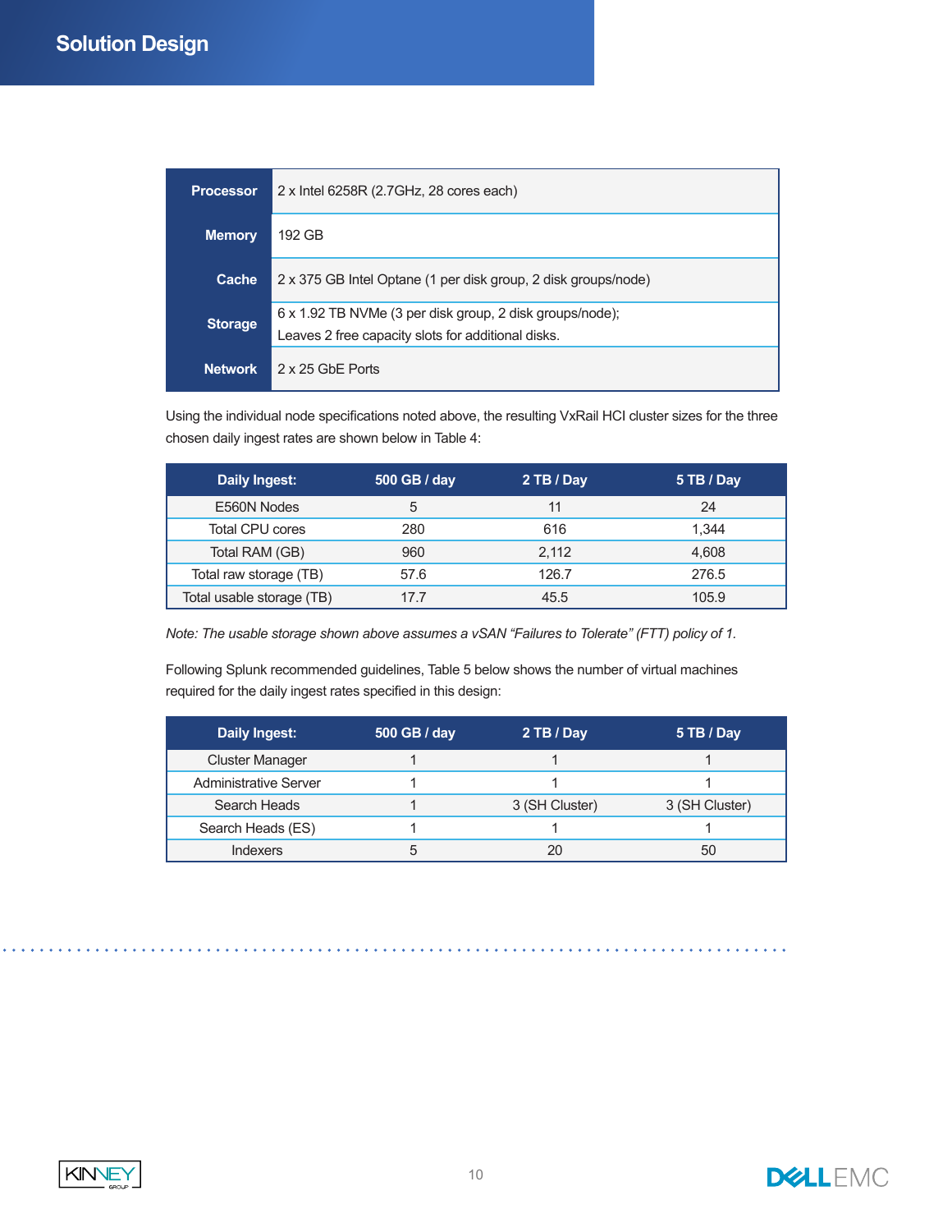| Processor | 2 x Intel 6258R (2.7GHz, 28 cores each) |
| --- | --- |
| Memory | 192 GB |
| Cache | 2 x 375 GB Intel Optane (1 per disk group, 2 disk groups/node) |
| Storage | 6 x 1.92 TB NVMe (3 per disk group, 2 disk groups/node); Leaves 2 free capacity slots for additional disks. |
| Network | 2 x 25 GbE Ports |

Using the individual node specifications noted above, the resulting VxRail HCI cluster sizes for the three chosen daily ingest rates are shown below in Table 4:

| Daily Ingest: | 500 GB / day | 2 TB / Day | 5 TB / Day |
| --- | --- | --- | --- |
| E560N Nodes | 5 | 11 | 24 |
| Total CPU cores | 280 | 616 | 1,344 |
| Total RAM (GB) | 960 | 2,112 | 4,608 |
| Total raw storage (TB) | 57.6 | 126.7 | 276.5 |
| Total usable storage (TB) | 17.7 | 45.5 | 105.9 |

*Note: The usable storage shown above assumes a vSAN "Failures to Tolerate" (FTT) policy of 1.*

Following Splunk recommended guidelines, Table 5 below shows the number of virtual machines required for the daily ingest rates specified in this design:

| Daily Ingest: | 500 GB / day | 2 TB / Day | 5 TB / Day |
| --- | --- | --- | --- |
| Cluster Manager | 1 | 1 | 1 |
| Administrative Server | 1 | 1 | 1 |
| Search Heads | 1 | 3 (SH Cluster) | 3 (SH Cluster) |
| Search Heads (ES) | 1 | 1 | 1 |
| Indexers | 5 | 20 | 50 |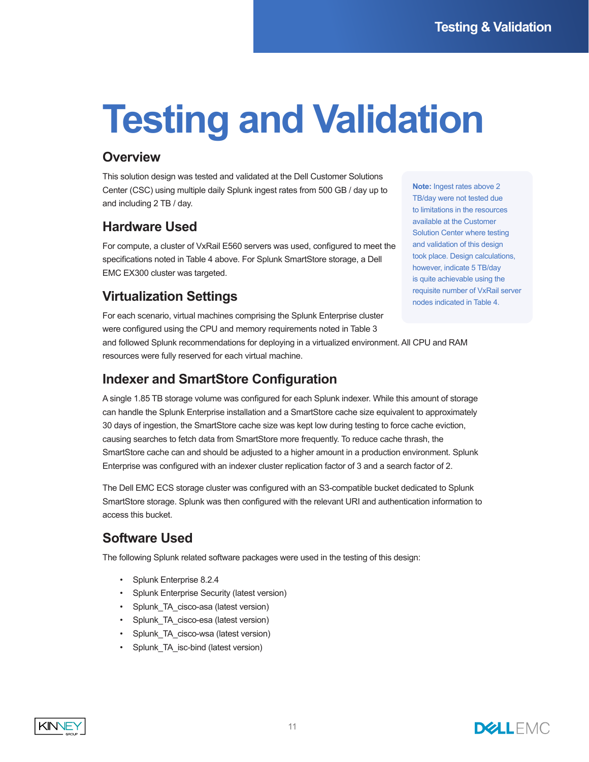# Testing and Validation

## Overview

This solution design was tested and validated at the Dell Customer Solutions Center (CSC) using multiple daily Splunk ingest rates from 500 GB / day up to and including 2 TB / day.

> **Note:** Ingest rates above 2 TB/day were not tested due to limitations in the resources available at the Customer Solution Center where testing and validation of this design took place. Design calculations, however, indicate 5 TB/day is quite achievable using the requisite number of VxRail server nodes indicated in Table 4.

## Hardware Used

For compute, a cluster of VxRail E560 servers was used, configured to meet the specifications noted in Table 4 above. For Splunk SmartStore storage, a Dell EMC EX300 cluster was targeted.

## Virtualization Settings

For each scenario, virtual machines comprising the Splunk Enterprise cluster were configured using the CPU and memory requirements noted in Table 3 and followed Splunk recommendations for deploying in a virtualized environment. All CPU and RAM resources were fully reserved for each virtual machine.

## Indexer and SmartStore Configuration

A single 1.85 TB storage volume was configured for each Splunk indexer. While this amount of storage can handle the Splunk Enterprise installation and a SmartStore cache size equivalent to approximately 30 days of ingestion, the SmartStore cache size was kept low during testing to force cache eviction, causing searches to fetch data from SmartStore more frequently. To reduce cache thrash, the SmartStore cache can and should be adjusted to a higher amount in a production environment. Splunk Enterprise was configured with an indexer cluster replication factor of 3 and a search factor of 2.

The Dell EMC ECS storage cluster was configured with an S3-compatible bucket dedicated to Splunk SmartStore storage. Splunk was then configured with the relevant URI and authentication information to access this bucket.

## Software Used

The following Splunk related software packages were used in the testing of this design:

- Splunk Enterprise 8.2.4
- Splunk Enterprise Security (latest version)
- Splunk_TA_cisco-asa (latest version)
- Splunk_TA_cisco-esa (latest version)
- Splunk_TA_cisco-wsa (latest version)
- Splunk_TA_isc-bind (latest version)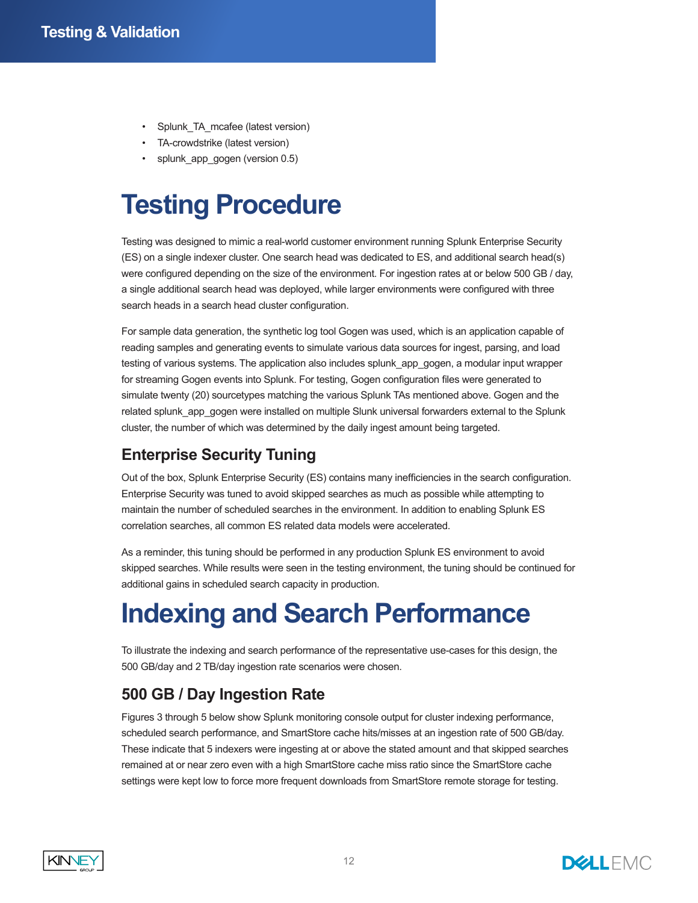- Splunk_TA_mcafee (latest version)
- TA-crowdstrike (latest version)
- splunk_app_gogen (version 0.5)

# Testing Procedure

Testing was designed to mimic a real-world customer environment running Splunk Enterprise Security (ES) on a single indexer cluster. One search head was dedicated to ES, and additional search head(s) were configured depending on the size of the environment. For ingestion rates at or below 500 GB / day, a single additional search head was deployed, while larger environments were configured with three search heads in a search head cluster configuration.

For sample data generation, the synthetic log tool Gogen was used, which is an application capable of reading samples and generating events to simulate various data sources for ingest, parsing, and load testing of various systems. The application also includes splunk_app_gogen, a modular input wrapper for streaming Gogen events into Splunk. For testing, Gogen configuration files were generated to simulate twenty (20) sourcetypes matching the various Splunk TAs mentioned above. Gogen and the related splunk_app_gogen were installed on multiple Slunk universal forwarders external to the Splunk cluster, the number of which was determined by the daily ingest amount being targeted.

## Enterprise Security Tuning

Out of the box, Splunk Enterprise Security (ES) contains many inefficiencies in the search configuration. Enterprise Security was tuned to avoid skipped searches as much as possible while attempting to maintain the number of scheduled searches in the environment. In addition to enabling Splunk ES correlation searches, all common ES related data models were accelerated.

As a reminder, this tuning should be performed in any production Splunk ES environment to avoid skipped searches. While results were seen in the testing environment, the tuning should be continued for additional gains in scheduled search capacity in production.

# Indexing and Search Performance

To illustrate the indexing and search performance of the representative use-cases for this design, the 500 GB/day and 2 TB/day ingestion rate scenarios were chosen.

## 500 GB / Day Ingestion Rate

Figures 3 through 5 below show Splunk monitoring console output for cluster indexing performance, scheduled search performance, and SmartStore cache hits/misses at an ingestion rate of 500 GB/day. These indicate that 5 indexers were ingesting at or above the stated amount and that skipped searches remained at or near zero even with a high SmartStore cache miss ratio since the SmartStore cache settings were kept low to force more frequent downloads from SmartStore remote storage for testing.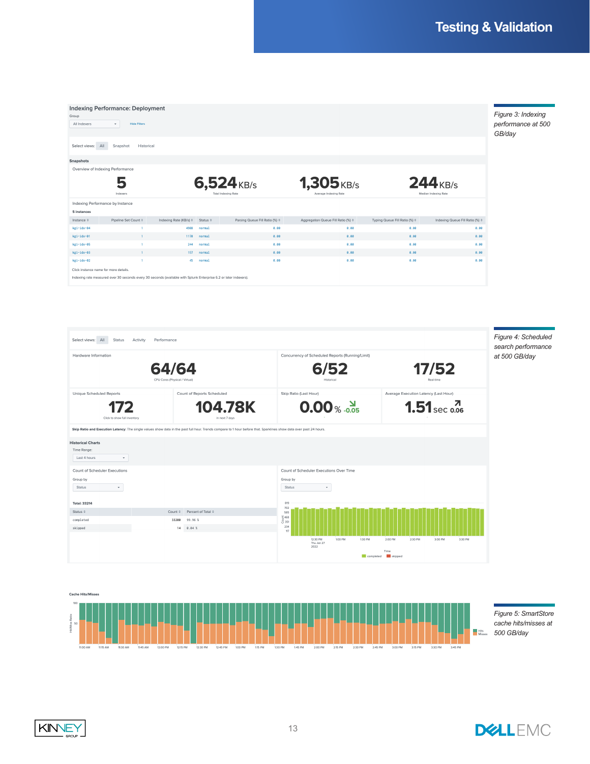## Testing & Validation

### Indexing Performance: Deployment

Group: All Indexers — Hide Filters

Select views: All | Snapshot | Historical

**Snapshots**

Overview of Indexing Performance

| 5 | 6,524 KB/s | 1,305 KB/s | 244 KB/s |
|---|---|---|---|
| Indexers | Total Indexing Rate | Average Indexing Rate | Median Indexing Rate |

Indexing Performance by Instance

**5 instances**

| Instance | Pipeline Set Count | Indexing Rate (KB/s) | Status | Parsing Queue Fill Ratio (%) | Aggregation Queue Fill Ratio (%) | Typing Queue Fill Ratio (%) | Indexing Queue Fill Ratio (%) |
|---|---|---|---|---|---|---|---|
| kgi-idx-04 | 1 | 4908 | normal | 0.00 | 0.00 | 0.00 | 0.00 |
| kgi-idx-01 | 1 | 1170 | normal | 0.00 | 0.00 | 0.00 | 0.00 |
| kgi-idx-05 | 1 | 244 | normal | 0.00 | 0.00 | 0.00 | 0.00 |
| kgi-idx-03 | 1 | 157 | normal | 0.00 | 0.00 | 0.00 | 0.00 |
| kgi-idx-02 | 1 | 45 | normal | 0.00 | 0.00 | 0.00 | 0.00 |

Click instance name for more details.

Indexing rate measured over 30 seconds every 30 seconds (available with Splunk Enterprise 6.2 or later indexers).

*Figure 3: Indexing performance at 500 GB/day*

Select views: All | Status | Activity | Performance

| Hardware Information | Concurrency of Scheduled Reports (Running/Limit) | |
|---|---|---|
| 64/64 — CPU Cores (Physical / Virtual) | 6/52 — Historical | 17/52 — Real-time |

| Unique Scheduled Reports | Count of Reports Scheduled | Skip Ratio (Last Hour) | Average Execution Latency (Last Hour) |
|---|---|---|---|
| 172 — Click to show full inventory | 104.78K — in next 7 days | 0.00 % (-0.05) | 1.51 sec (0.06) |

**Skip Ratio and Execution Latency:** The single values show data in the past full hour. Trends compare to 1 hour before that. Sparklines show data over past 24 hours.

**Historical Charts**

Time Range: Last 4 hours

Count of Scheduler Executions

Group by: Status

**Total: 33214**

| Status | Count | Percent of Total |
|---|---|---|
| completed | 33200 | 99.96 % |
| skipped | 14 | 0.04 % |

Count of Scheduler Executions Over Time

Group by: Status

*Figure 4: Scheduled search performance at 500 GB/day*

Cache Hits/Misses

*Figure 5: SmartStore cache hits/misses at 500 GB/day*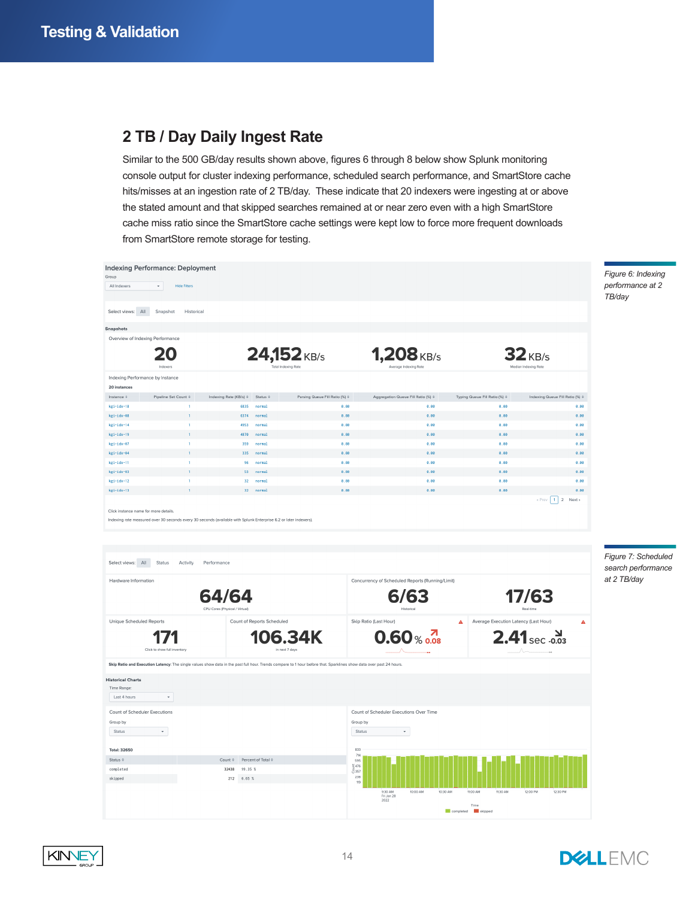## 2 TB / Day Daily Ingest Rate

Similar to the 500 GB/day results shown above, figures 6 through 8 below show Splunk monitoring console output for cluster indexing performance, scheduled search performance, and SmartStore cache hits/misses at an ingestion rate of 2 TB/day. These indicate that 20 indexers were ingesting at or above the stated amount and that skipped searches remained at or near zero even with a high SmartStore cache miss ratio since the SmartStore cache settings were kept low to force more frequent downloads from SmartStore remote storage for testing.

*Figure 6: Indexing performance at 2 TB/day*

*Figure 7: Scheduled search performance at 2 TB/day*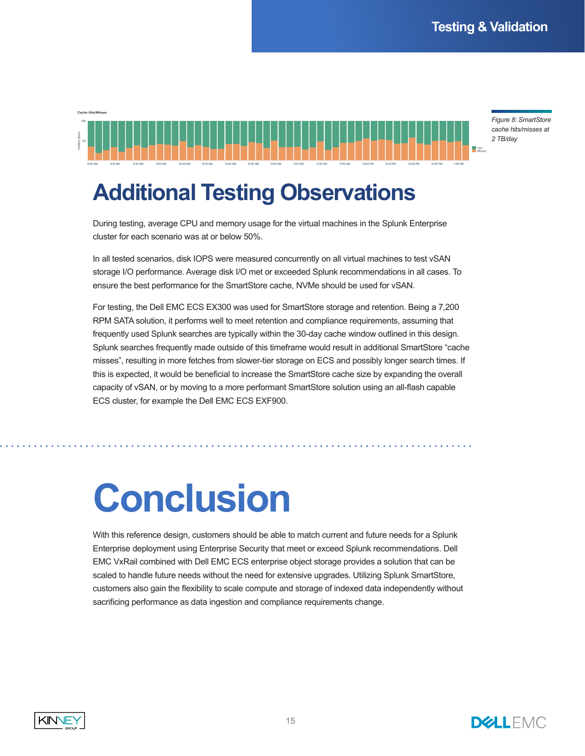Figure 8: SmartStore cache hits/misses at 2 TB/day

## Additional Testing Observations

During testing, average CPU and memory usage for the virtual machines in the Splunk Enterprise cluster for each scenario was at or below 50%.

In all tested scenarios, disk IOPS were measured concurrently on all virtual machines to test vSAN storage I/O performance. Average disk I/O met or exceeded Splunk recommendations in all cases. To ensure the best performance for the SmartStore cache, NVMe should be used for vSAN.

For testing, the Dell EMC ECS EX300 was used for SmartStore storage and retention. Being a 7,200 RPM SATA solution, it performs well to meet retention and compliance requirements, assuming that frequently used Splunk searches are typically within the 30-day cache window outlined in this design. Splunk searches frequently made outside of this timeframe would result in additional SmartStore "cache misses", resulting in more fetches from slower-tier storage on ECS and possibly longer search times. If this is expected, it would be beneficial to increase the SmartStore cache size by expanding the overall capacity of vSAN, or by moving to a more performant SmartStore solution using an all-flash capable ECS cluster, for example the Dell EMC ECS EXF900.

# Conclusion

With this reference design, customers should be able to match current and future needs for a Splunk Enterprise deployment using Enterprise Security that meet or exceed Splunk recommendations. Dell EMC VxRail combined with Dell EMC ECS enterprise object storage provides a solution that can be scaled to handle future needs without the need for extensive upgrades. Utilizing Splunk SmartStore, customers also gain the flexibility to scale compute and storage of indexed data independently without sacrificing performance as data ingestion and compliance requirements change.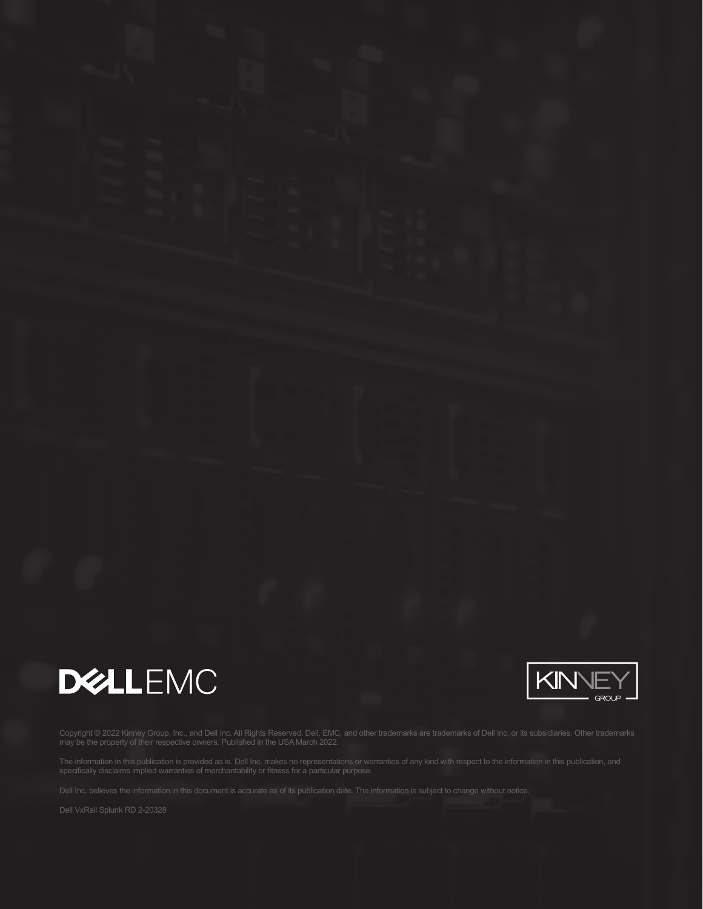DELL EMC

KINNEY GROUP

Copyright © 2022 Kinney Group, Inc., and Dell Inc. All Rights Reserved. Dell, EMC, and other trademarks are trademarks of Dell Inc. or its subsidiaries. Other trademarks may be the property of their respective owners. Published in the USA March 2022.

The information in this publication is provided as is. Dell Inc. makes no representations or warranties of any kind with respect to the information in this publication, and specifically disclaims implied warranties of merchantability or fitness for a particular purpose.

Dell Inc. believes the information in this document is accurate as of its publication date. The information is subject to change without notice.

Dell VxRail Splunk RD 2-20328